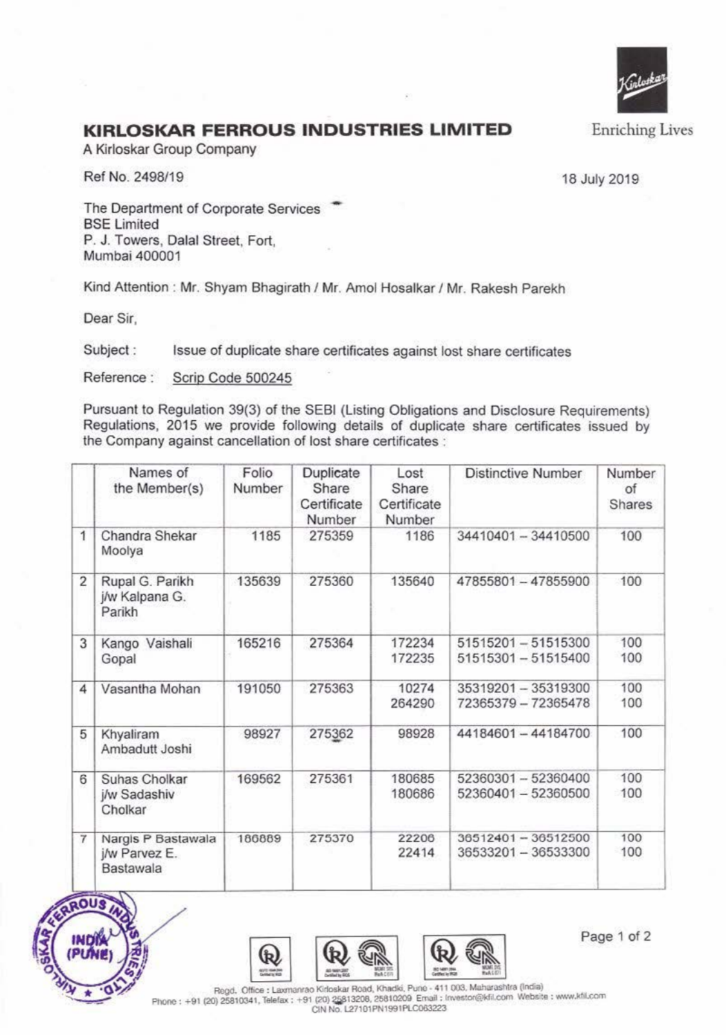# KIRLOSKAR FERROUS INDUSTRIES LIMITED

A Kirloskar Group Company

Enriching Lives

Ref No. 2498/19

18 July 2019

The Department of Corporate Services
BSE Limited
P. J. Towers, Dalal Street, Fort,
Mumbai 400001

Kind Attention : Mr. Shyam Bhagirath / Mr. Amol Hosalkar / Mr. Rakesh Parekh

Dear Sir,

Subject : Issue of duplicate share certificates against lost share certificates

Reference : Scrip Code 500245

Pursuant to Regulation 39(3) of the SEBI (Listing Obligations and Disclosure Requirements) Regulations, 2015 we provide following details of duplicate share certificates issued by the Company against cancellation of lost share certificates :

| | Names of the Member(s) | Folio Number | Duplicate Share Certificate Number | Lost Share Certificate Number | Distinctive Number | Number of Shares |
|---|---|---|---|---|---|---|
| 1 | Chandra Shekar Moolya | 1185 | 275359 | 1186 | 34410401 – 34410500 | 100 |
| 2 | Rupal G. Parikh j/w Kalpana G. Parikh | 135639 | 275360 | 135640 | 47855801 – 47855900 | 100 |
| 3 | Kango Vaishali Gopal | 165216 | 275364 | 172234<br>172235 | 51515201 – 51515300<br>51515301 – 51515400 | 100<br>100 |
| 4 | Vasantha Mohan | 191050 | 275363 | 10274<br>264290 | 35319201 – 35319300<br>72365379 – 72365478 | 100<br>100 |
| 5 | Khyaliram Ambadutt Joshi | 98927 | 275362 | 98928 | 44184601 – 44184700 | 100 |
| 6 | Suhas Cholkar j/w Sadashiv Cholkar | 169562 | 275361 | 180685<br>180686 | 52360301 – 52360400<br>52360401 – 52360500 | 100<br>100 |
| 7 | Nargis P Bastawala j/w Parvez E. Bastawala | 186889 | 275370 | 22206<br>22414 | 36512401 – 36512500<br>36533201 – 36533300 | 100<br>100 |

Regd. Office : Laxmanrao Kirloskar Road, Khadki, Pune - 411 003, Maharashtra (India)
Phone : +91 (20) 25810341, Telefax : +91 (20) 25813208, 25810209 Email : investor@kfil.com Website : www.kfil.com
CIN No. L27101PN1991PLC063223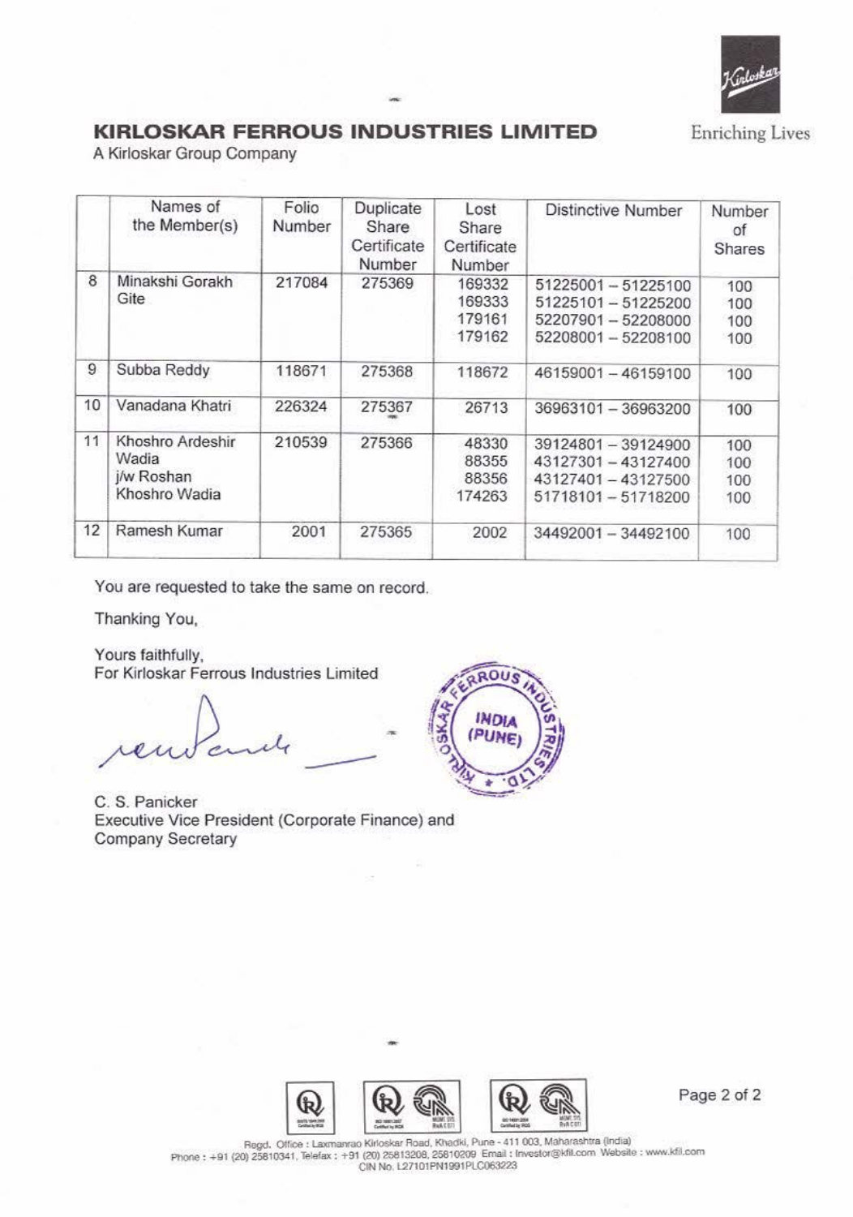# KIRLOSKAR FERROUS INDUSTRIES LIMITED

A Kirloskar Group Company

Enriching Lives

| | Names of the Member(s) | Folio Number | Duplicate Share Certificate Number | Lost Share Certificate Number | Distinctive Number | Number of Shares |
|---|---|---|---|---|---|---|
| 8 | Minakshi Gorakh Gite | 217084 | 275369 | 169332<br>169333<br>179161<br>179162 | 51225001 – 51225100<br>51225101 – 51225200<br>52207901 – 52208000<br>52208001 – 52208100 | 100<br>100<br>100<br>100 |
| 9 | Subba Reddy | 118671 | 275368 | 118672 | 46159001 – 46159100 | 100 |
| 10 | Vanadana Khatri | 226324 | 275367 | 26713 | 36963101 – 36963200 | 100 |
| 11 | Khoshro Ardeshir Wadia j/w Roshan Khoshro Wadia | 210539 | 275366 | 48330<br>88355<br>88356<br>174263 | 39124801 – 39124900<br>43127301 – 43127400<br>43127401 – 43127500<br>51718101 – 51718200 | 100<br>100<br>100<br>100 |
| 12 | Ramesh Kumar | 2001 | 275365 | 2002 | 34492001 – 34492100 | 100 |

You are requested to take the same on record.

Thanking You,

Yours faithfully,
For Kirloskar Ferrous Industries Limited

C. S. Panicker
Executive Vice President (Corporate Finance) and
Company Secretary

Regd. Office : Laxmanrao Kirloskar Road, Khadki, Pune - 411 003, Maharashtra (India)
Phone : +91 (20) 25810341, Telefax : +91 (20) 25813208, 25810209 Email : Investor@kfil.com Website : www.kfil.com
CIN No. L27101PN1991PLC063223